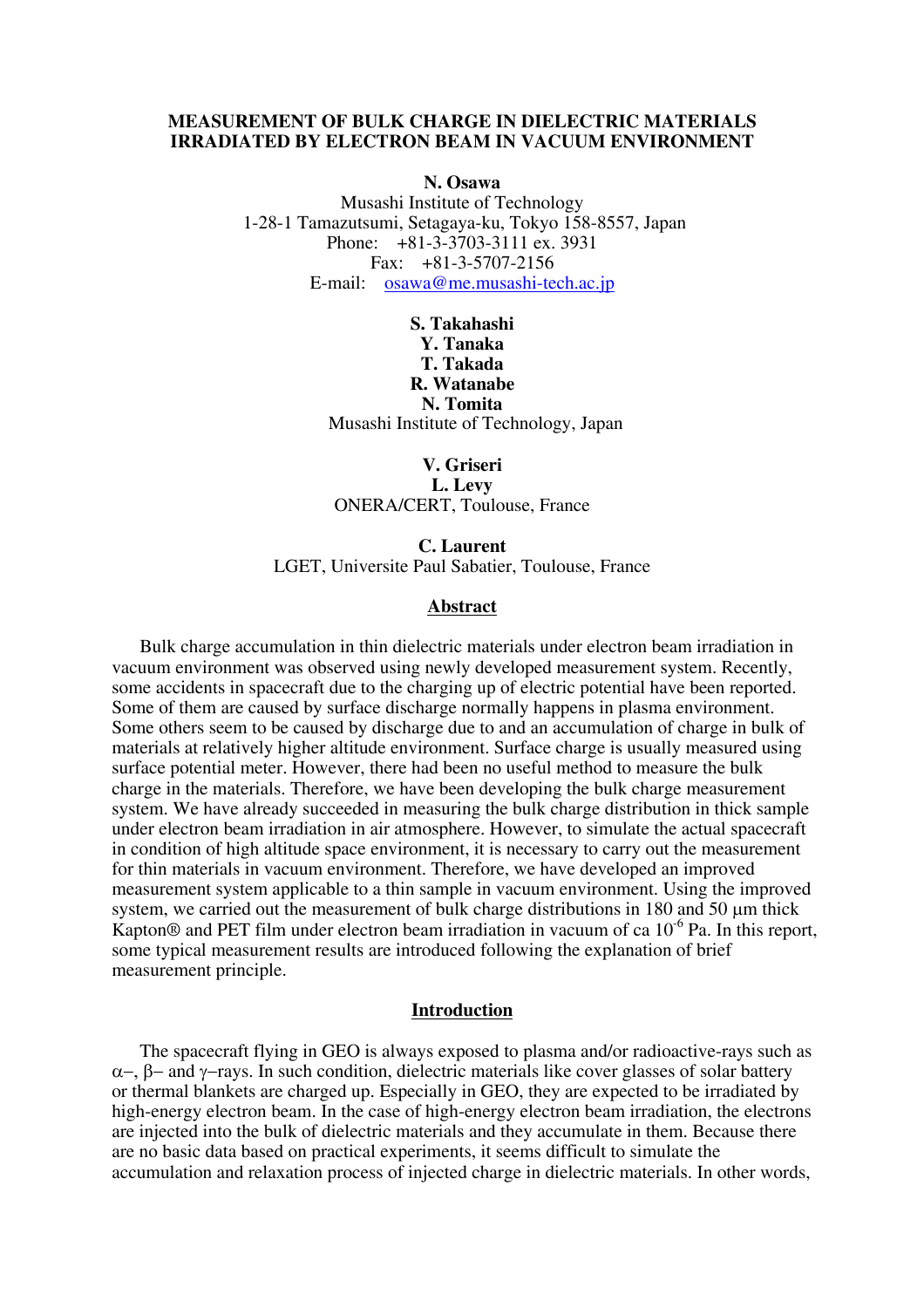# MEASUREMENT OF BULK CHARGE IN DIELECTRIC MATERIALS IRRADIATED BY ELECTRON BEAM IN VACUUM ENVIRONMENT

**N. Osawa**
Musashi Institute of Technology
1-28-1 Tamazutsumi, Setagaya-ku, Tokyo 158-8557, Japan
Phone: +81-3-3703-3111 ex. 3931
Fax: +81-3-5707-2156
E-mail: osawa@me.musashi-tech.ac.jp

**S. Takahashi**
**Y. Tanaka**
**T. Takada**
**R. Watanabe**
**N. Tomita**
Musashi Institute of Technology, Japan

**V. Griseri**
**L. Levy**
ONERA/CERT, Toulouse, France

**C. Laurent**
LGET, Universite Paul Sabatier, Toulouse, France

## Abstract

Bulk charge accumulation in thin dielectric materials under electron beam irradiation in vacuum environment was observed using newly developed measurement system. Recently, some accidents in spacecraft due to the charging up of electric potential have been reported. Some of them are caused by surface discharge normally happens in plasma environment. Some others seem to be caused by discharge due to and an accumulation of charge in bulk of materials at relatively higher altitude environment. Surface charge is usually measured using surface potential meter. However, there had been no useful method to measure the bulk charge in the materials. Therefore, we have been developing the bulk charge measurement system. We have already succeeded in measuring the bulk charge distribution in thick sample under electron beam irradiation in air atmosphere. However, to simulate the actual spacecraft in condition of high altitude space environment, it is necessary to carry out the measurement for thin materials in vacuum environment. Therefore, we have developed an improved measurement system applicable to a thin sample in vacuum environment. Using the improved system, we carried out the measurement of bulk charge distributions in 180 and 50 μm thick Kapton® and PET film under electron beam irradiation in vacuum of ca $10^{-6}$ Pa. In this report, some typical measurement results are introduced following the explanation of brief measurement principle.

## Introduction

The spacecraft flying in GEO is always exposed to plasma and/or radioactive-rays such as $\alpha$–, $\beta$– and $\gamma$–rays. In such condition, dielectric materials like cover glasses of solar battery or thermal blankets are charged up. Especially in GEO, they are expected to be irradiated by high-energy electron beam. In the case of high-energy electron beam irradiation, the electrons are injected into the bulk of dielectric materials and they accumulate in them. Because there are no basic data based on practical experiments, it seems difficult to simulate the accumulation and relaxation process of injected charge in dielectric materials. In other words,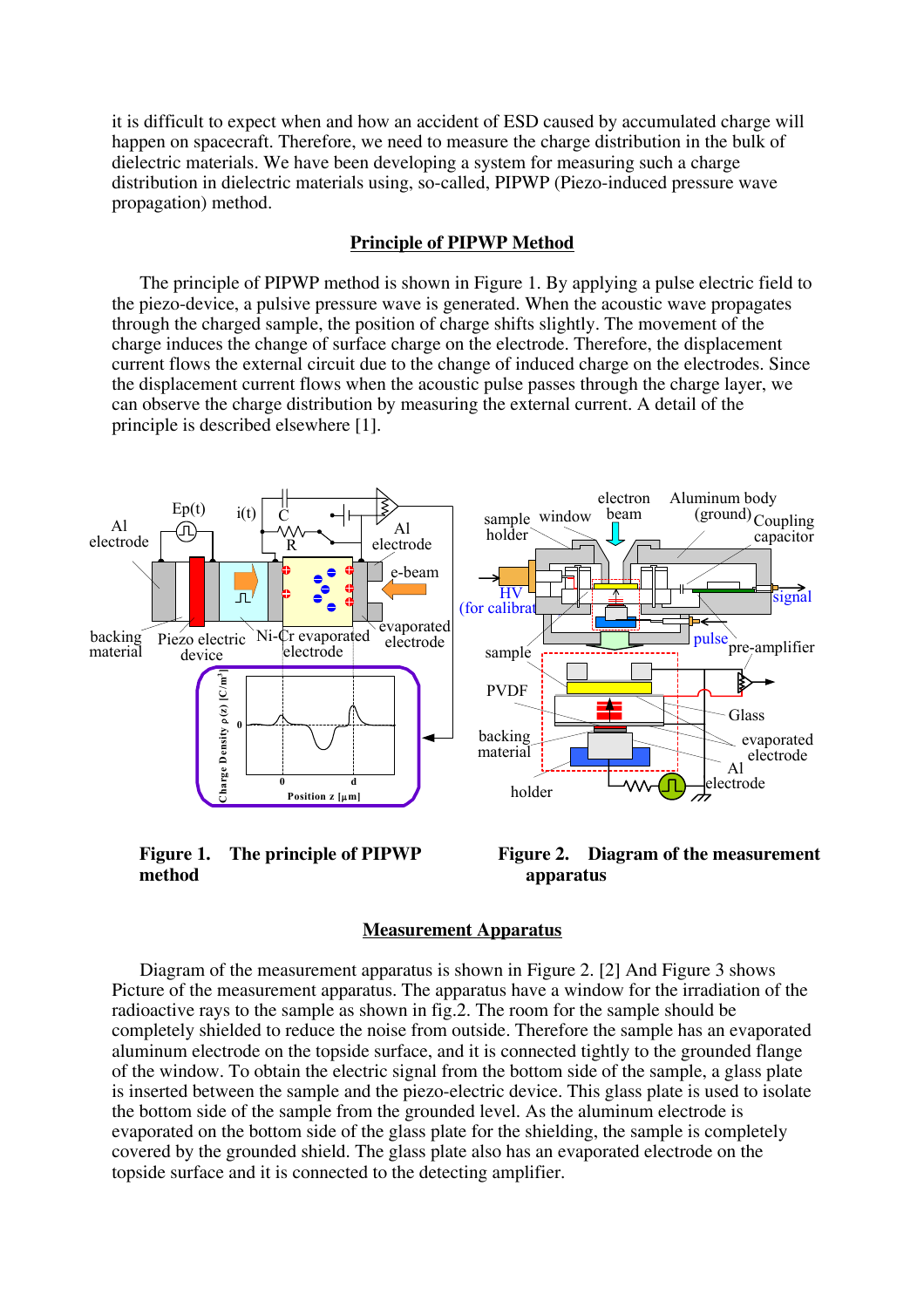it is difficult to expect when and how an accident of ESD caused by accumulated charge will happen on spacecraft. Therefore, we need to measure the charge distribution in the bulk of dielectric materials. We have been developing a system for measuring such a charge distribution in dielectric materials using, so-called, PIPWP (Piezo-induced pressure wave propagation) method.

## Principle of PIPWP Method

The principle of PIPWP method is shown in Figure 1. By applying a pulse electric field to the piezo-device, a pulsive pressure wave is generated. When the acoustic wave propagates through the charged sample, the position of charge shifts slightly. The movement of the charge induces the change of surface charge on the electrode. Therefore, the displacement current flows the external circuit due to the change of induced charge on the electrodes. Since the displacement current flows when the acoustic pulse passes through the charge layer, we can observe the charge distribution by measuring the external current. A detail of the principle is described elsewhere [1].

**Figure 1. The principle of PIPWP method**

**Figure 2. Diagram of the measurement apparatus**

## Measurement Apparatus

Diagram of the measurement apparatus is shown in Figure 2. [2] And Figure 3 shows Picture of the measurement apparatus. The apparatus have a window for the irradiation of the radioactive rays to the sample as shown in fig.2. The room for the sample should be completely shielded to reduce the noise from outside. Therefore the sample has an evaporated aluminum electrode on the topside surface, and it is connected tightly to the grounded flange of the window. To obtain the electric signal from the bottom side of the sample, a glass plate is inserted between the sample and the piezo-electric device. This glass plate is used to isolate the bottom side of the sample from the grounded level. As the aluminum electrode is evaporated on the bottom side of the glass plate for the shielding, the sample is completely covered by the grounded shield. The glass plate also has an evaporated electrode on the topside surface and it is connected to the detecting amplifier.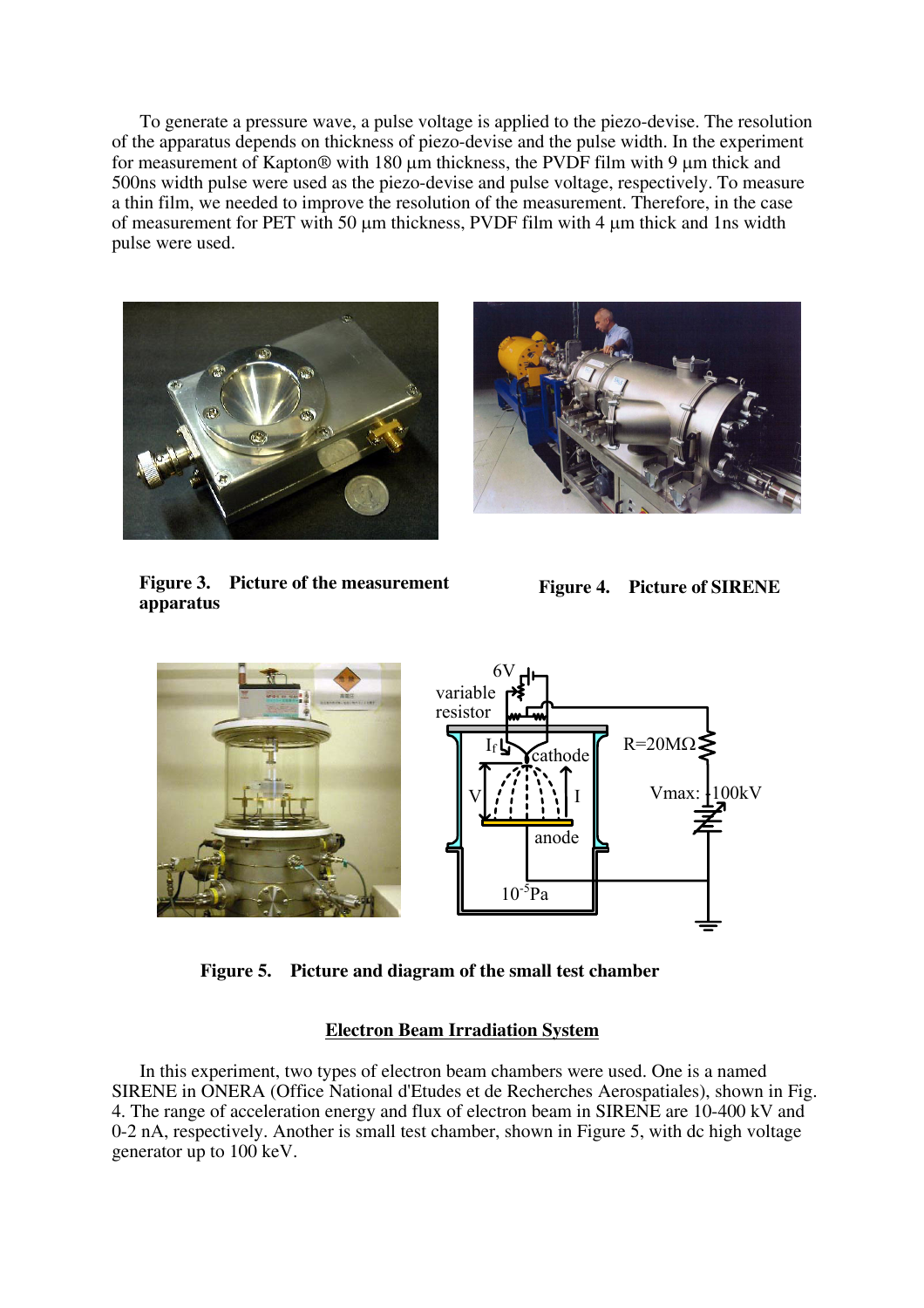To generate a pressure wave, a pulse voltage is applied to the piezo-devise. The resolution of the apparatus depends on thickness of piezo-devise and the pulse width. In the experiment for measurement of Kapton® with 180 μm thickness, the PVDF film with 9 μm thick and 500ns width pulse were used as the piezo-devise and pulse voltage, respectively. To measure a thin film, we needed to improve the resolution of the measurement. Therefore, in the case of measurement for PET with 50 μm thickness, PVDF film with 4 μm thick and 1ns width pulse were used.

**Figure 3. Picture of the measurement apparatus**

**Figure 4. Picture of SIRENE**

**Figure 5. Picture and diagram of the small test chamber**

## Electron Beam Irradiation System

In this experiment, two types of electron beam chambers were used. One is a named SIRENE in ONERA (Office National d'Etudes et de Recherches Aerospatiales), shown in Fig. 4. The range of acceleration energy and flux of electron beam in SIRENE are 10-400 kV and 0-2 nA, respectively. Another is small test chamber, shown in Figure 5, with dc high voltage generator up to 100 keV.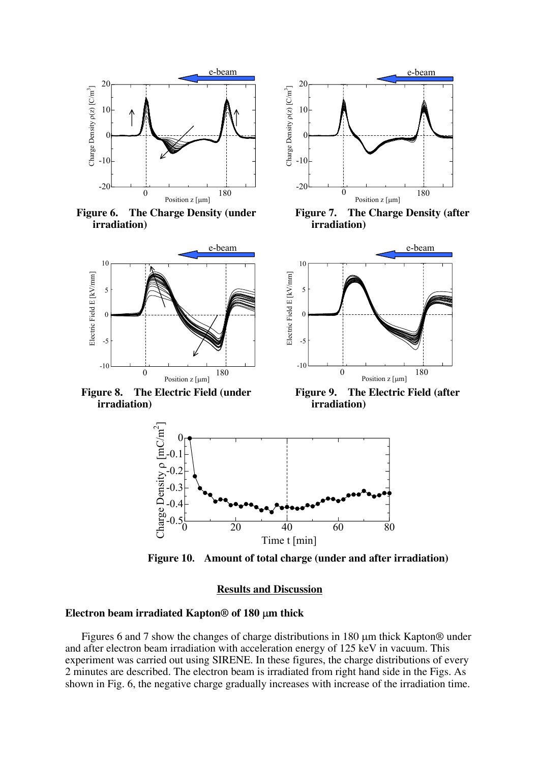**Figure 6. The Charge Density (under irradiation)**

**Figure 7. The Charge Density (after irradiation)**

**Figure 8. The Electric Field (under irradiation)**

**Figure 9. The Electric Field (after irradiation)**

**Figure 10. Amount of total charge (under and after irradiation)**

## Results and Discussion

### Electron beam irradiated Kapton® of 180 μm thick

Figures 6 and 7 show the changes of charge distributions in 180 μm thick Kapton® under and after electron beam irradiation with acceleration energy of 125 keV in vacuum. This experiment was carried out using SIRENE. In these figures, the charge distributions of every 2 minutes are described. The electron beam is irradiated from right hand side in the Figs. As shown in Fig. 6, the negative charge gradually increases with increase of the irradiation time.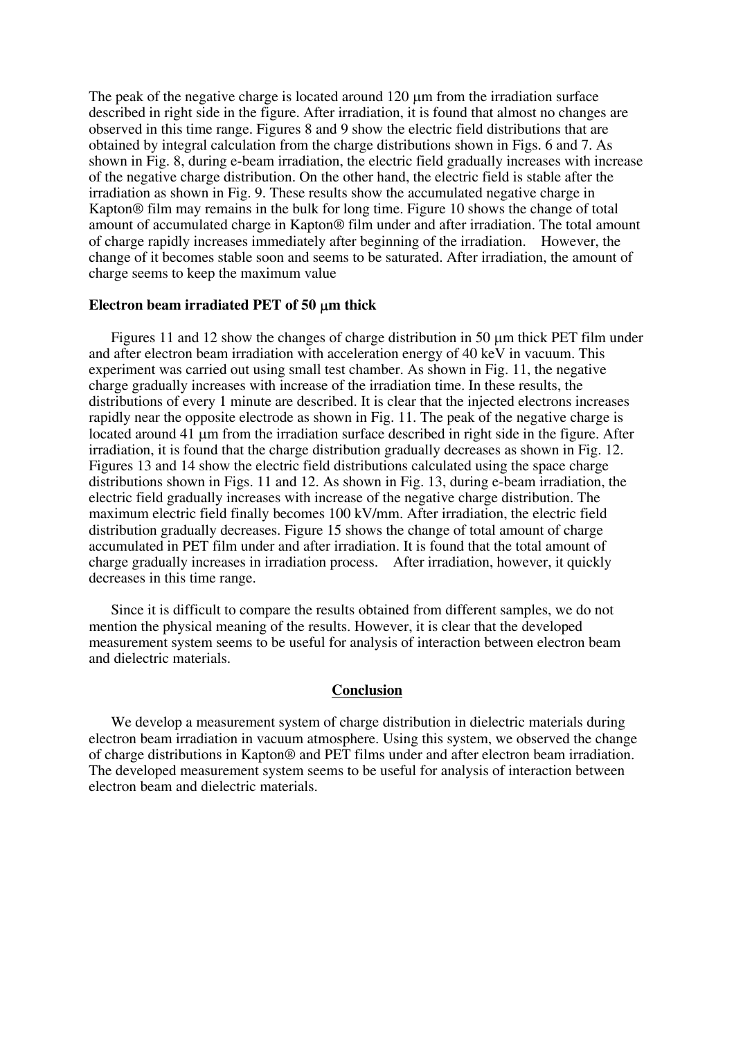The peak of the negative charge is located around 120 μm from the irradiation surface described in right side in the figure. After irradiation, it is found that almost no changes are observed in this time range. Figures 8 and 9 show the electric field distributions that are obtained by integral calculation from the charge distributions shown in Figs. 6 and 7. As shown in Fig. 8, during e-beam irradiation, the electric field gradually increases with increase of the negative charge distribution. On the other hand, the electric field is stable after the irradiation as shown in Fig. 9. These results show the accumulated negative charge in Kapton® film may remains in the bulk for long time. Figure 10 shows the change of total amount of accumulated charge in Kapton® film under and after irradiation. The total amount of charge rapidly increases immediately after beginning of the irradiation. However, the change of it becomes stable soon and seems to be saturated. After irradiation, the amount of charge seems to keep the maximum value

**Electron beam irradiated PET of 50 μm thick**

Figures 11 and 12 show the changes of charge distribution in 50 μm thick PET film under and after electron beam irradiation with acceleration energy of 40 keV in vacuum. This experiment was carried out using small test chamber. As shown in Fig. 11, the negative charge gradually increases with increase of the irradiation time. In these results, the distributions of every 1 minute are described. It is clear that the injected electrons increases rapidly near the opposite electrode as shown in Fig. 11. The peak of the negative charge is located around 41 μm from the irradiation surface described in right side in the figure. After irradiation, it is found that the charge distribution gradually decreases as shown in Fig. 12. Figures 13 and 14 show the electric field distributions calculated using the space charge distributions shown in Figs. 11 and 12. As shown in Fig. 13, during e-beam irradiation, the electric field gradually increases with increase of the negative charge distribution. The maximum electric field finally becomes 100 kV/mm. After irradiation, the electric field distribution gradually decreases. Figure 15 shows the change of total amount of charge accumulated in PET film under and after irradiation. It is found that the total amount of charge gradually increases in irradiation process. After irradiation, however, it quickly decreases in this time range.

Since it is difficult to compare the results obtained from different samples, we do not mention the physical meaning of the results. However, it is clear that the developed measurement system seems to be useful for analysis of interaction between electron beam and dielectric materials.

## Conclusion

We develop a measurement system of charge distribution in dielectric materials during electron beam irradiation in vacuum atmosphere. Using this system, we observed the change of charge distributions in Kapton® and PET films under and after electron beam irradiation. The developed measurement system seems to be useful for analysis of interaction between electron beam and dielectric materials.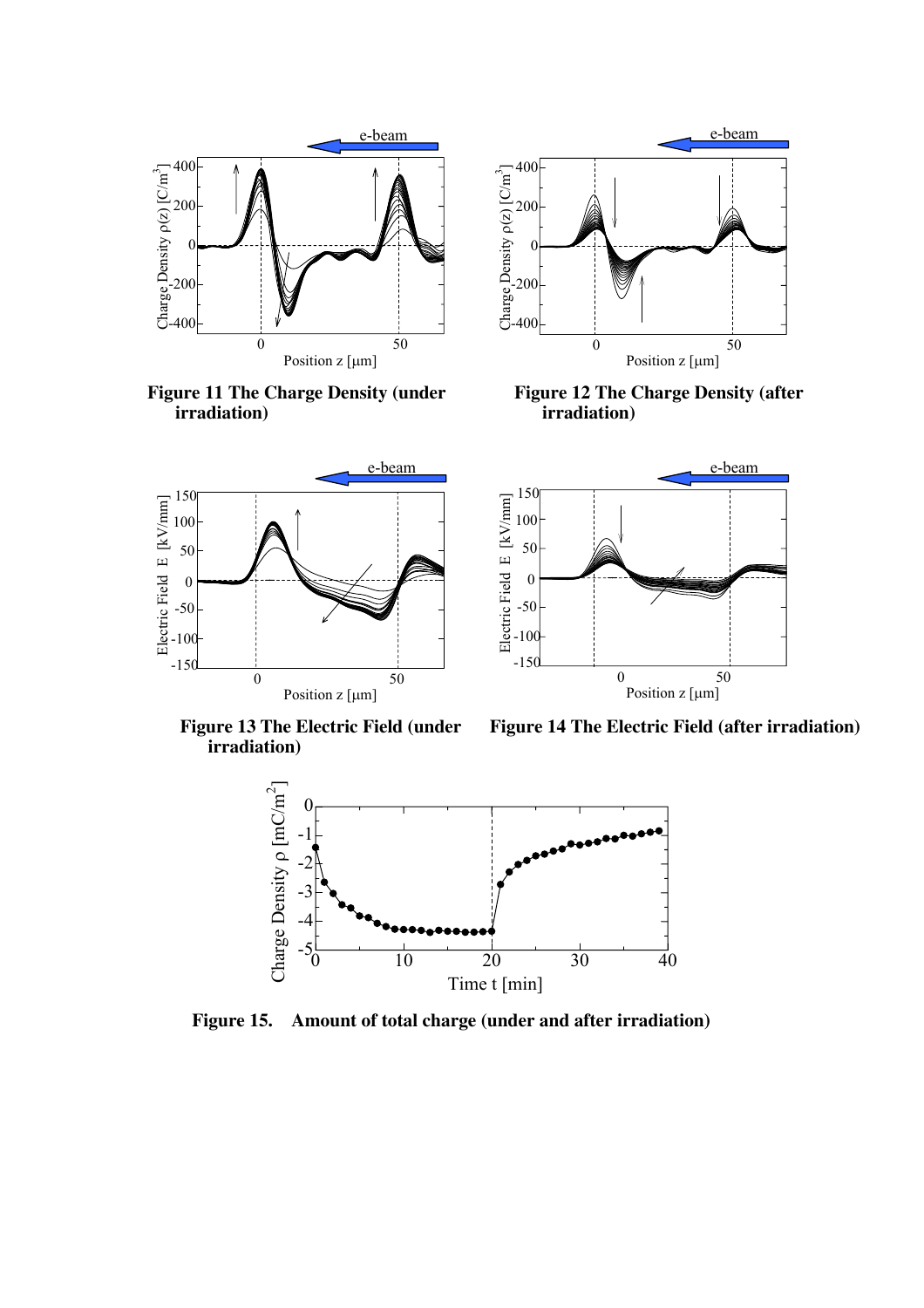**Figure 11 The Charge Density (under irradiation)**

**Figure 12 The Charge Density (after irradiation)**

**Figure 13 The Electric Field (under irradiation)**

**Figure 14 The Electric Field (after irradiation)**

**Figure 15. Amount of total charge (under and after irradiation)**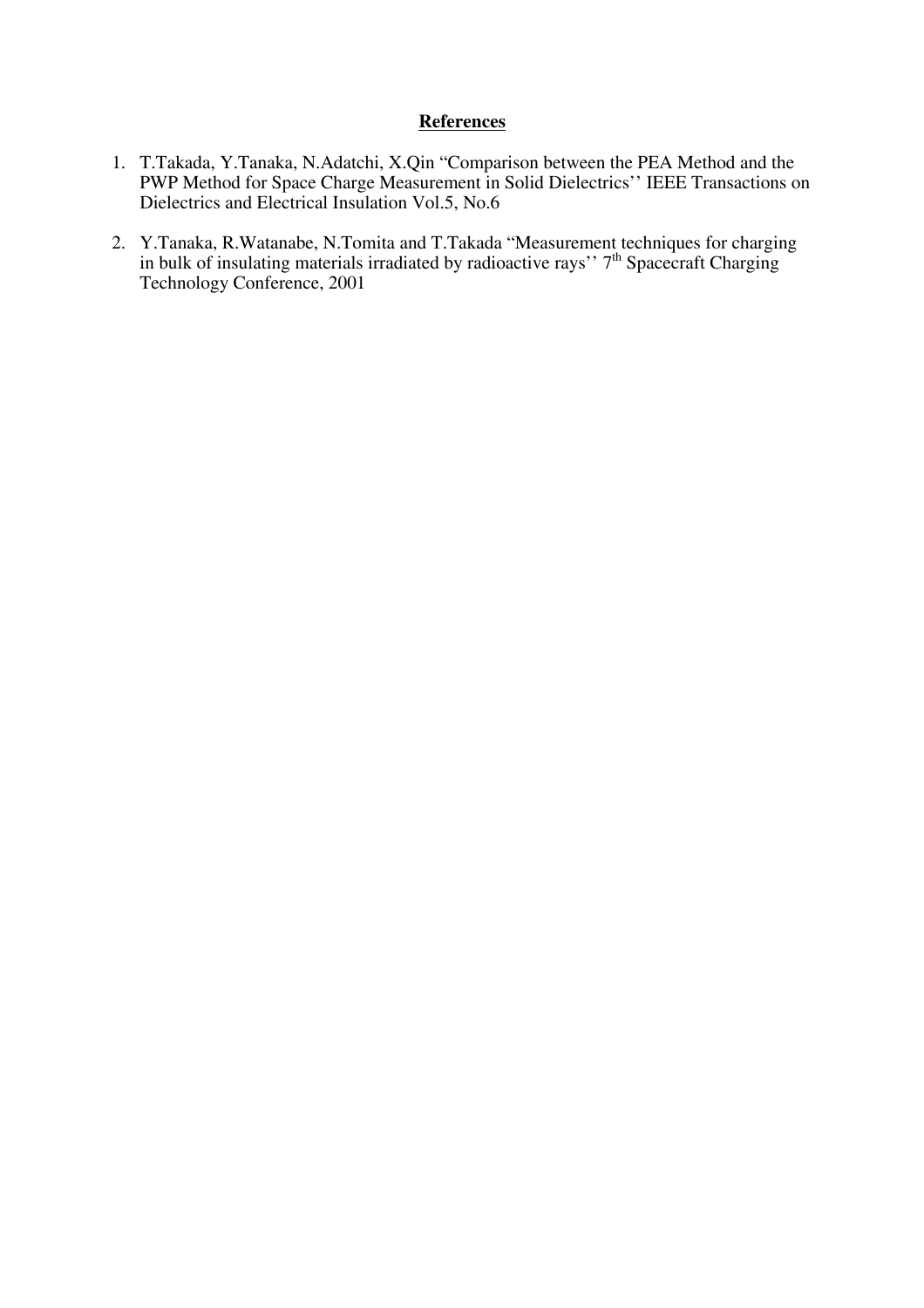## References

1. T.Takada, Y.Tanaka, N.Adatchi, X.Qin "Comparison between the PEA Method and the PWP Method for Space Charge Measurement in Solid Dielectrics'' IEEE Transactions on Dielectrics and Electrical Insulation Vol.5, No.6

2. Y.Tanaka, R.Watanabe, N.Tomita and T.Takada "Measurement techniques for charging in bulk of insulating materials irradiated by radioactive rays'' 7th Spacecraft Charging Technology Conference, 2001